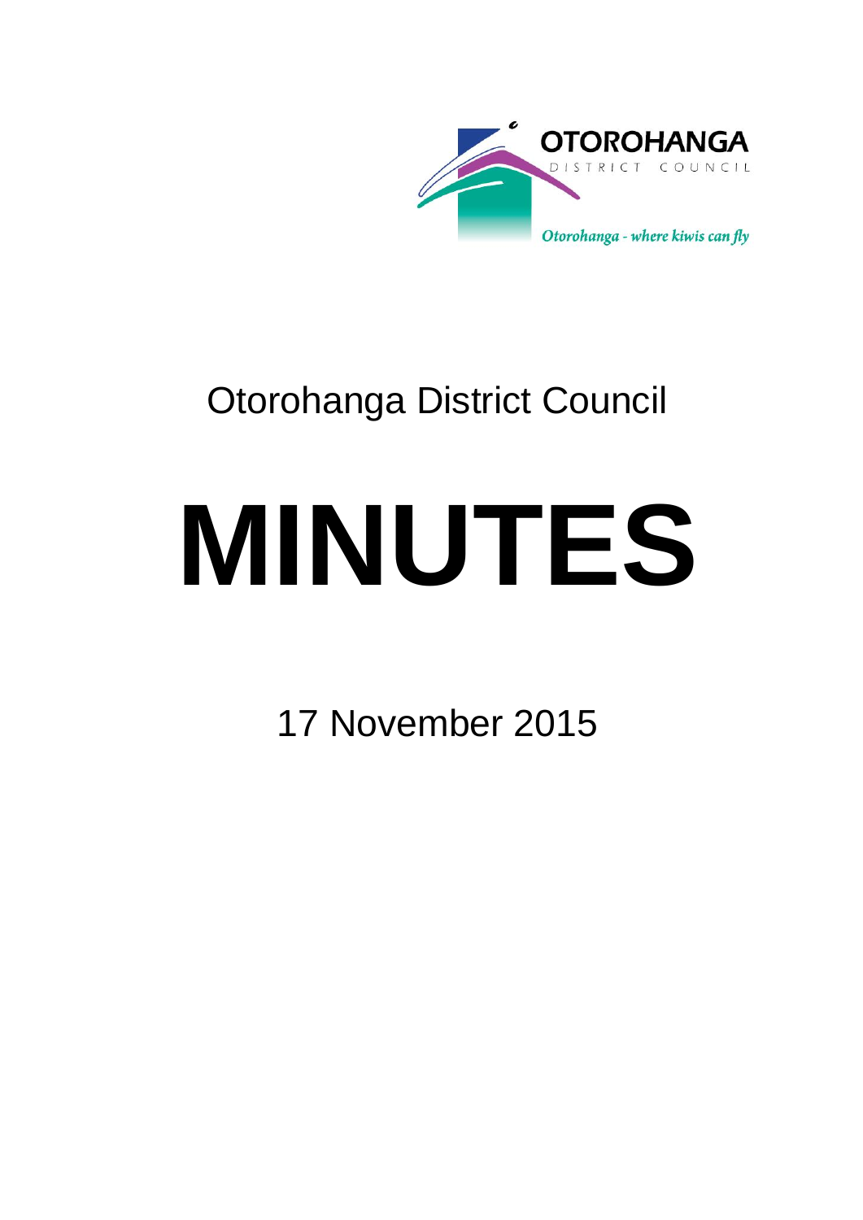OTOROHANGA

DISTRICT COUNCIL

*Otorohanga - where kiwis can fly*

# Otorohanga District Council

# MINUTES

17 November 2015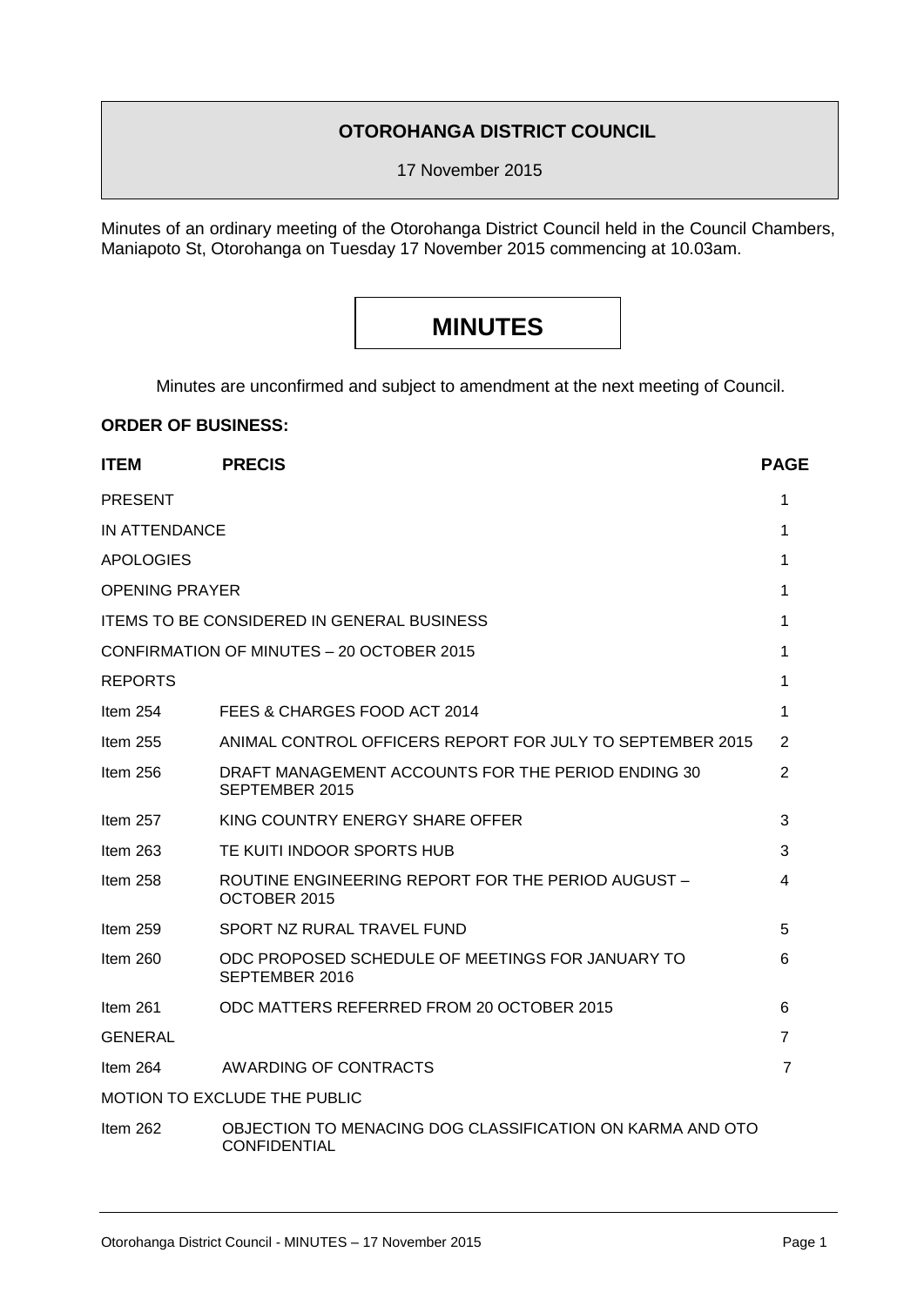**OTOROHANGA DISTRICT COUNCIL**

17 November 2015

Minutes of an ordinary meeting of the Otorohanga District Council held in the Council Chambers, Maniapoto St, Otorohanga on Tuesday 17 November 2015 commencing at 10.03am.

# MINUTES

Minutes are unconfirmed and subject to amendment at the next meeting of Council.

**ORDER OF BUSINESS:**

| ITEM | PRECIS | PAGE |
|---|---|---|
| PRESENT | | 1 |
| IN ATTENDANCE | | 1 |
| APOLOGIES | | 1 |
| OPENING PRAYER | | 1 |
| ITEMS TO BE CONSIDERED IN GENERAL BUSINESS | | 1 |
| CONFIRMATION OF MINUTES – 20 OCTOBER 2015 | | 1 |
| REPORTS | | 1 |
| Item 254 | FEES & CHARGES FOOD ACT 2014 | 1 |
| Item 255 | ANIMAL CONTROL OFFICERS REPORT FOR JULY TO SEPTEMBER 2015 | 2 |
| Item 256 | DRAFT MANAGEMENT ACCOUNTS FOR THE PERIOD ENDING 30 SEPTEMBER 2015 | 2 |
| Item 257 | KING COUNTRY ENERGY SHARE OFFER | 3 |
| Item 263 | TE KUITI INDOOR SPORTS HUB | 3 |
| Item 258 | ROUTINE ENGINEERING REPORT FOR THE PERIOD AUGUST – OCTOBER 2015 | 4 |
| Item 259 | SPORT NZ RURAL TRAVEL FUND | 5 |
| Item 260 | ODC PROPOSED SCHEDULE OF MEETINGS FOR JANUARY TO SEPTEMBER 2016 | 6 |
| Item 261 | ODC MATTERS REFERRED FROM 20 OCTOBER 2015 | 6 |
| GENERAL | | 7 |
| Item 264 | AWARDING OF CONTRACTS | 7 |
| MOTION TO EXCLUDE THE PUBLIC | | |
| Item 262 | OBJECTION TO MENACING DOG CLASSIFICATION ON KARMA AND OTO CONFIDENTIAL | |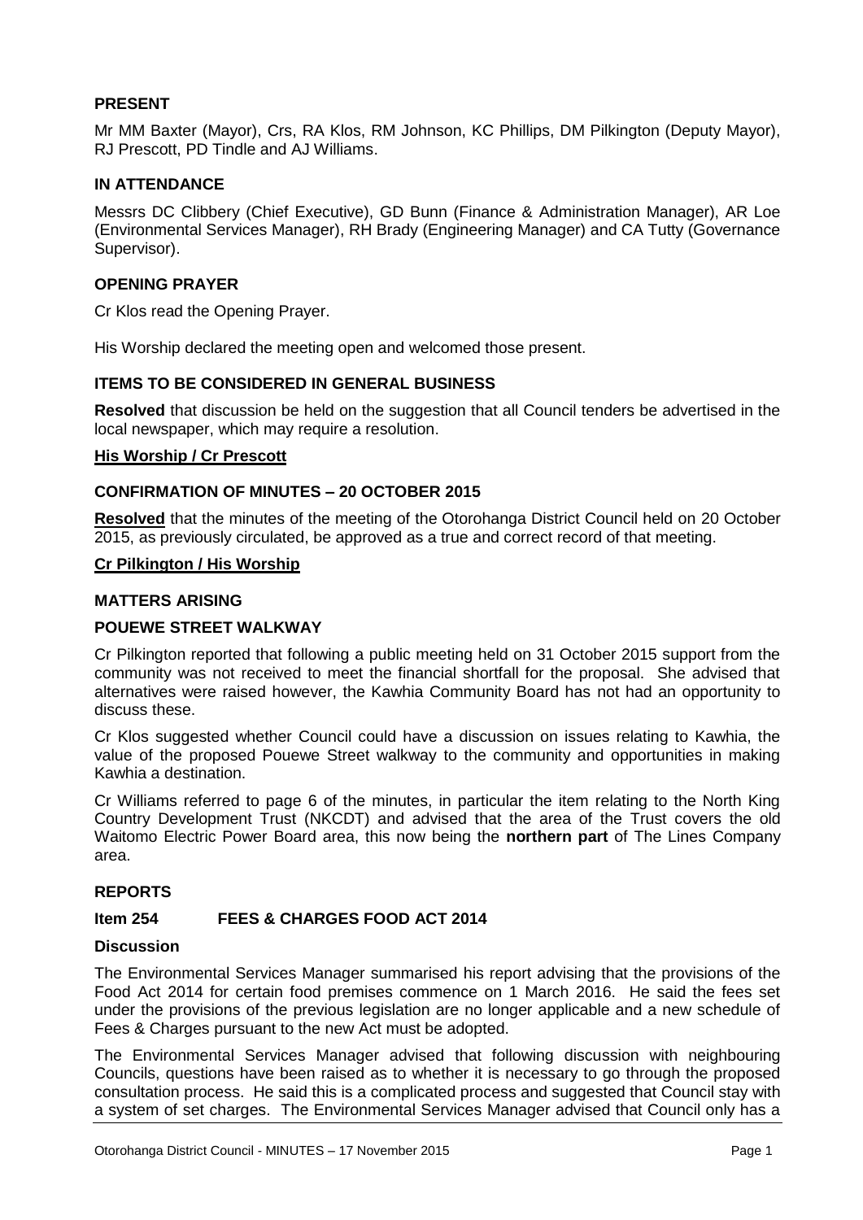## PRESENT

Mr MM Baxter (Mayor), Crs, RA Klos, RM Johnson, KC Phillips, DM Pilkington (Deputy Mayor), RJ Prescott, PD Tindle and AJ Williams.

## IN ATTENDANCE

Messrs DC Clibbery (Chief Executive), GD Bunn (Finance & Administration Manager), AR Loe (Environmental Services Manager), RH Brady (Engineering Manager) and CA Tutty (Governance Supervisor).

## OPENING PRAYER

Cr Klos read the Opening Prayer.

His Worship declared the meeting open and welcomed those present.

## ITEMS TO BE CONSIDERED IN GENERAL BUSINESS

**Resolved** that discussion be held on the suggestion that all Council tenders be advertised in the local newspaper, which may require a resolution.

**His Worship / Cr Prescott**

## CONFIRMATION OF MINUTES – 20 OCTOBER 2015

**Resolved** that the minutes of the meeting of the Otorohanga District Council held on 20 October 2015, as previously circulated, be approved as a true and correct record of that meeting.

**Cr Pilkington / His Worship**

## MATTERS ARISING

## POUEWE STREET WALKWAY

Cr Pilkington reported that following a public meeting held on 31 October 2015 support from the community was not received to meet the financial shortfall for the proposal. She advised that alternatives were raised however, the Kawhia Community Board has not had an opportunity to discuss these.

Cr Klos suggested whether Council could have a discussion on issues relating to Kawhia, the value of the proposed Pouewe Street walkway to the community and opportunities in making Kawhia a destination.

Cr Williams referred to page 6 of the minutes, in particular the item relating to the North King Country Development Trust (NKCDT) and advised that the area of the Trust covers the old Waitomo Electric Power Board area, this now being the **northern part** of The Lines Company area.

## REPORTS

### Item 254 FEES & CHARGES FOOD ACT 2014

**Discussion**

The Environmental Services Manager summarised his report advising that the provisions of the Food Act 2014 for certain food premises commence on 1 March 2016. He said the fees set under the provisions of the previous legislation are no longer applicable and a new schedule of Fees & Charges pursuant to the new Act must be adopted.

The Environmental Services Manager advised that following discussion with neighbouring Councils, questions have been raised as to whether it is necessary to go through the proposed consultation process. He said this is a complicated process and suggested that Council stay with a system of set charges. The Environmental Services Manager advised that Council only has a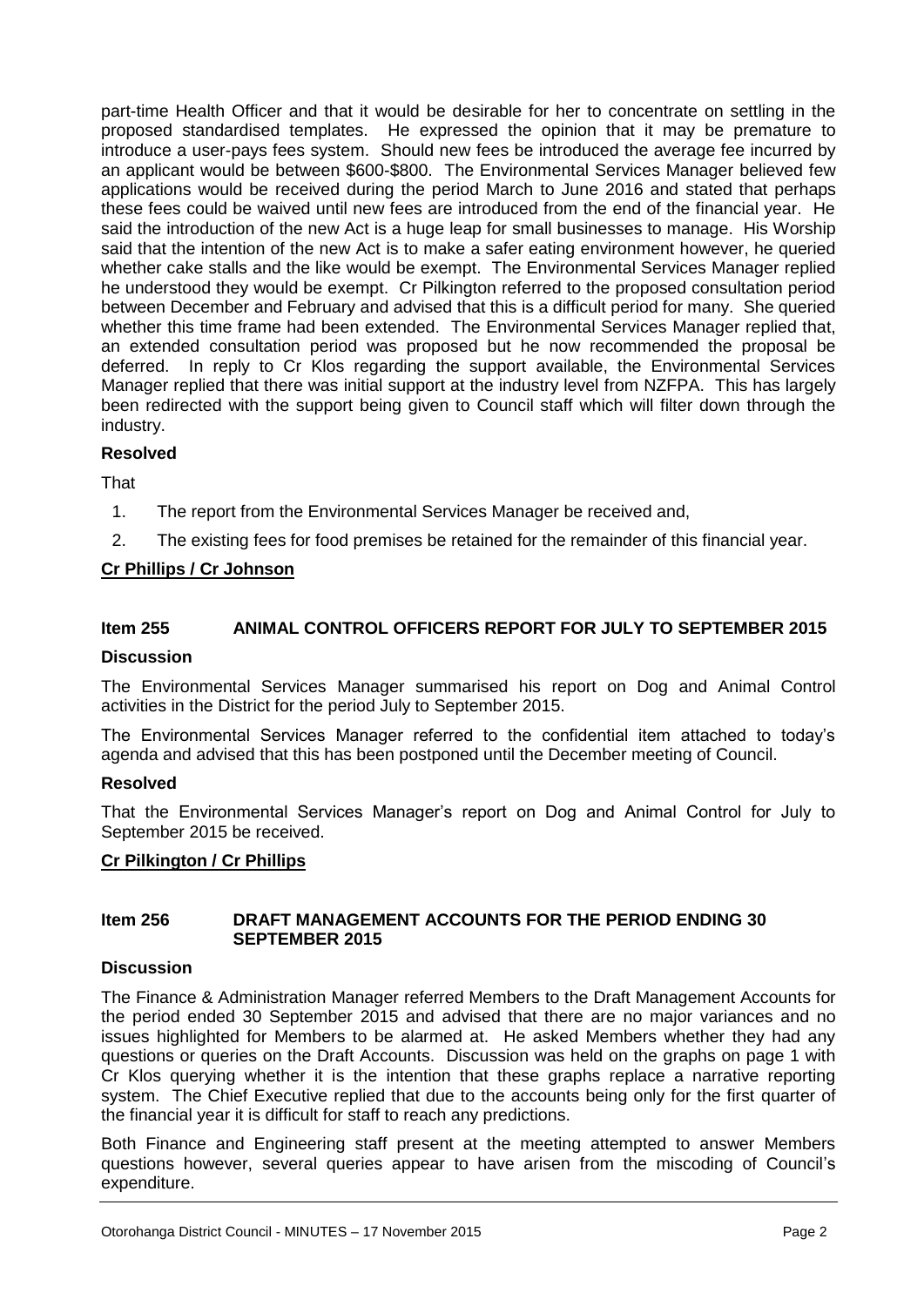part-time Health Officer and that it would be desirable for her to concentrate on settling in the proposed standardised templates. He expressed the opinion that it may be premature to introduce a user-pays fees system. Should new fees be introduced the average fee incurred by an applicant would be between $600-$800. The Environmental Services Manager believed few applications would be received during the period March to June 2016 and stated that perhaps these fees could be waived until new fees are introduced from the end of the financial year. He said the introduction of the new Act is a huge leap for small businesses to manage. His Worship said that the intention of the new Act is to make a safer eating environment however, he queried whether cake stalls and the like would be exempt. The Environmental Services Manager replied he understood they would be exempt. Cr Pilkington referred to the proposed consultation period between December and February and advised that this is a difficult period for many. She queried whether this time frame had been extended. The Environmental Services Manager replied that, an extended consultation period was proposed but he now recommended the proposal be deferred. In reply to Cr Klos regarding the support available, the Environmental Services Manager replied that there was initial support at the industry level from NZFPA. This has largely been redirected with the support being given to Council staff which will filter down through the industry.

**Resolved**

That

1. The report from the Environmental Services Manager be received and,
2. The existing fees for food premises be retained for the remainder of this financial year.

**Cr Phillips / Cr Johnson**

## Item 255 ANIMAL CONTROL OFFICERS REPORT FOR JULY TO SEPTEMBER 2015

**Discussion**

The Environmental Services Manager summarised his report on Dog and Animal Control activities in the District for the period July to September 2015.

The Environmental Services Manager referred to the confidential item attached to today's agenda and advised that this has been postponed until the December meeting of Council.

**Resolved**

That the Environmental Services Manager's report on Dog and Animal Control for July to September 2015 be received.

**Cr Pilkington / Cr Phillips**

## Item 256 DRAFT MANAGEMENT ACCOUNTS FOR THE PERIOD ENDING 30 SEPTEMBER 2015

**Discussion**

The Finance & Administration Manager referred Members to the Draft Management Accounts for the period ended 30 September 2015 and advised that there are no major variances and no issues highlighted for Members to be alarmed at. He asked Members whether they had any questions or queries on the Draft Accounts. Discussion was held on the graphs on page 1 with Cr Klos querying whether it is the intention that these graphs replace a narrative reporting system. The Chief Executive replied that due to the accounts being only for the first quarter of the financial year it is difficult for staff to reach any predictions.

Both Finance and Engineering staff present at the meeting attempted to answer Members questions however, several queries appear to have arisen from the miscoding of Council's expenditure.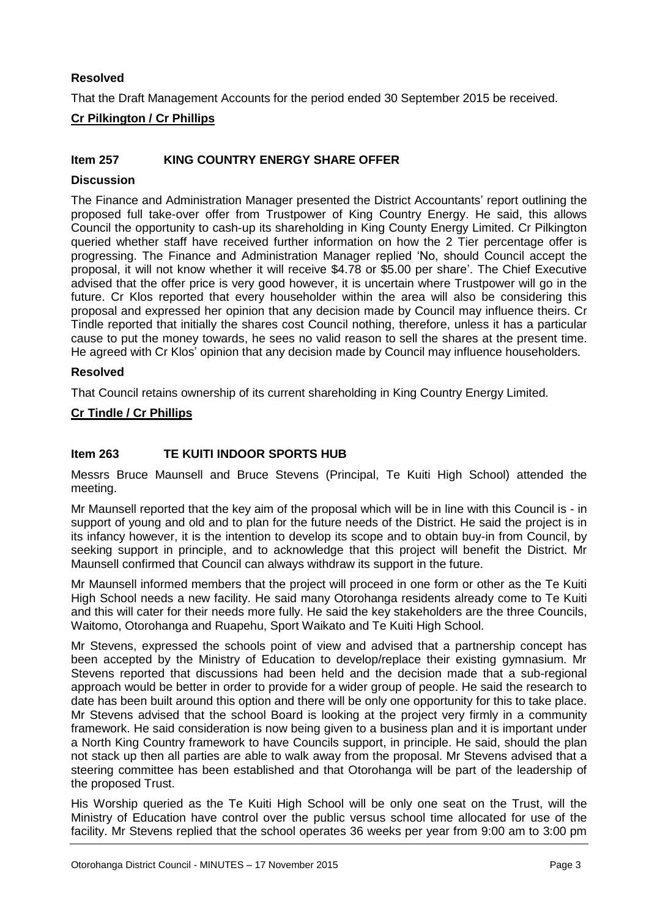**Resolved**

That the Draft Management Accounts for the period ended 30 September 2015 be received.

**Cr Pilkington / Cr Phillips**

## Item 257 KING COUNTRY ENERGY SHARE OFFER

**Discussion**

The Finance and Administration Manager presented the District Accountants' report outlining the proposed full take-over offer from Trustpower of King Country Energy. He said, this allows Council the opportunity to cash-up its shareholding in King County Energy Limited. Cr Pilkington queried whether staff have received further information on how the 2 Tier percentage offer is progressing. The Finance and Administration Manager replied 'No, should Council accept the proposal, it will not know whether it will receive $4.78 or $5.00 per share'. The Chief Executive advised that the offer price is very good however, it is uncertain where Trustpower will go in the future. Cr Klos reported that every householder within the area will also be considering this proposal and expressed her opinion that any decision made by Council may influence theirs. Cr Tindle reported that initially the shares cost Council nothing, therefore, unless it has a particular cause to put the money towards, he sees no valid reason to sell the shares at the present time. He agreed with Cr Klos' opinion that any decision made by Council may influence householders.

**Resolved**

That Council retains ownership of its current shareholding in King Country Energy Limited.

**Cr Tindle / Cr Phillips**

## Item 263 TE KUITI INDOOR SPORTS HUB

Messrs Bruce Maunsell and Bruce Stevens (Principal, Te Kuiti High School) attended the meeting.

Mr Maunsell reported that the key aim of the proposal which will be in line with this Council is - in support of young and old and to plan for the future needs of the District. He said the project is in its infancy however, it is the intention to develop its scope and to obtain buy-in from Council, by seeking support in principle, and to acknowledge that this project will benefit the District. Mr Maunsell confirmed that Council can always withdraw its support in the future.

Mr Maunsell informed members that the project will proceed in one form or other as the Te Kuiti High School needs a new facility. He said many Otorohanga residents already come to Te Kuiti and this will cater for their needs more fully. He said the key stakeholders are the three Councils, Waitomo, Otorohanga and Ruapehu, Sport Waikato and Te Kuiti High School.

Mr Stevens, expressed the schools point of view and advised that a partnership concept has been accepted by the Ministry of Education to develop/replace their existing gymnasium. Mr Stevens reported that discussions had been held and the decision made that a sub-regional approach would be better in order to provide for a wider group of people. He said the research to date has been built around this option and there will be only one opportunity for this to take place. Mr Stevens advised that the school Board is looking at the project very firmly in a community framework. He said consideration is now being given to a business plan and it is important under a North King Country framework to have Councils support, in principle. He said, should the plan not stack up then all parties are able to walk away from the proposal. Mr Stevens advised that a steering committee has been established and that Otorohanga will be part of the leadership of the proposed Trust.

His Worship queried as the Te Kuiti High School will be only one seat on the Trust, will the Ministry of Education have control over the public versus school time allocated for use of the facility. Mr Stevens replied that the school operates 36 weeks per year from 9:00 am to 3:00 pm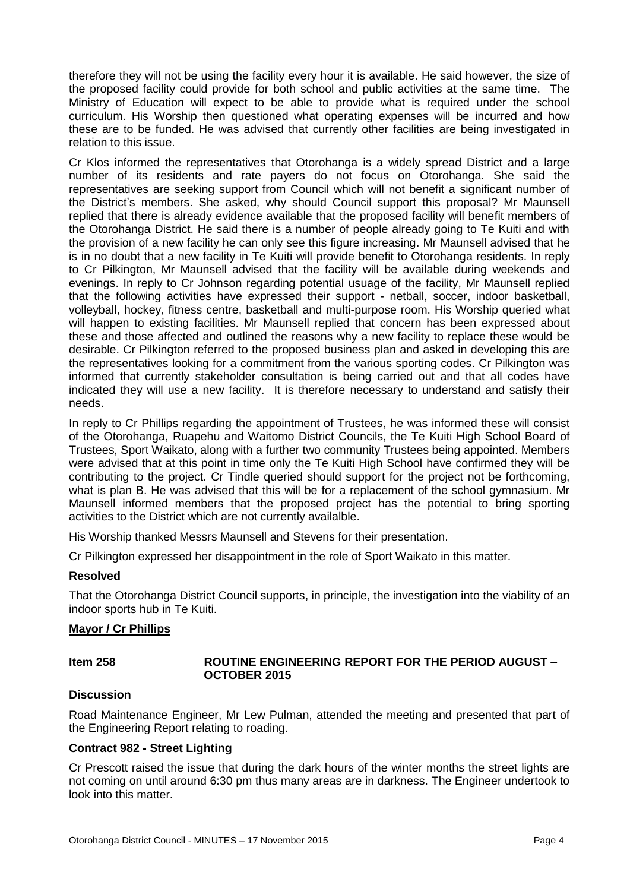therefore they will not be using the facility every hour it is available. He said however, the size of the proposed facility could provide for both school and public activities at the same time. The Ministry of Education will expect to be able to provide what is required under the school curriculum. His Worship then questioned what operating expenses will be incurred and how these are to be funded. He was advised that currently other facilities are being investigated in relation to this issue.

Cr Klos informed the representatives that Otorohanga is a widely spread District and a large number of its residents and rate payers do not focus on Otorohanga. She said the representatives are seeking support from Council which will not benefit a significant number of the District's members. She asked, why should Council support this proposal? Mr Maunsell replied that there is already evidence available that the proposed facility will benefit members of the Otorohanga District. He said there is a number of people already going to Te Kuiti and with the provision of a new facility he can only see this figure increasing. Mr Maunsell advised that he is in no doubt that a new facility in Te Kuiti will provide benefit to Otorohanga residents. In reply to Cr Pilkington, Mr Maunsell advised that the facility will be available during weekends and evenings. In reply to Cr Johnson regarding potential usuage of the facility, Mr Maunsell replied that the following activities have expressed their support - netball, soccer, indoor basketball, volleyball, hockey, fitness centre, basketball and multi-purpose room. His Worship queried what will happen to existing facilities. Mr Maunsell replied that concern has been expressed about these and those affected and outlined the reasons why a new facility to replace these would be desirable. Cr Pilkington referred to the proposed business plan and asked in developing this are the representatives looking for a commitment from the various sporting codes. Cr Pilkington was informed that currently stakeholder consultation is being carried out and that all codes have indicated they will use a new facility. It is therefore necessary to understand and satisfy their needs.

In reply to Cr Phillips regarding the appointment of Trustees, he was informed these will consist of the Otorohanga, Ruapehu and Waitomo District Councils, the Te Kuiti High School Board of Trustees, Sport Waikato, along with a further two community Trustees being appointed. Members were advised that at this point in time only the Te Kuiti High School have confirmed they will be contributing to the project. Cr Tindle queried should support for the project not be forthcoming, what is plan B. He was advised that this will be for a replacement of the school gymnasium. Mr Maunsell informed members that the proposed project has the potential to bring sporting activities to the District which are not currently availalble.

His Worship thanked Messrs Maunsell and Stevens for their presentation.

Cr Pilkington expressed her disappointment in the role of Sport Waikato in this matter.

**Resolved**

That the Otorohanga District Council supports, in principle, the investigation into the viability of an indoor sports hub in Te Kuiti.

**Mayor / Cr Phillips**

**Item 258 ROUTINE ENGINEERING REPORT FOR THE PERIOD AUGUST – OCTOBER 2015**

**Discussion**

Road Maintenance Engineer, Mr Lew Pulman, attended the meeting and presented that part of the Engineering Report relating to roading.

**Contract 982 - Street Lighting**

Cr Prescott raised the issue that during the dark hours of the winter months the street lights are not coming on until around 6:30 pm thus many areas are in darkness. The Engineer undertook to look into this matter.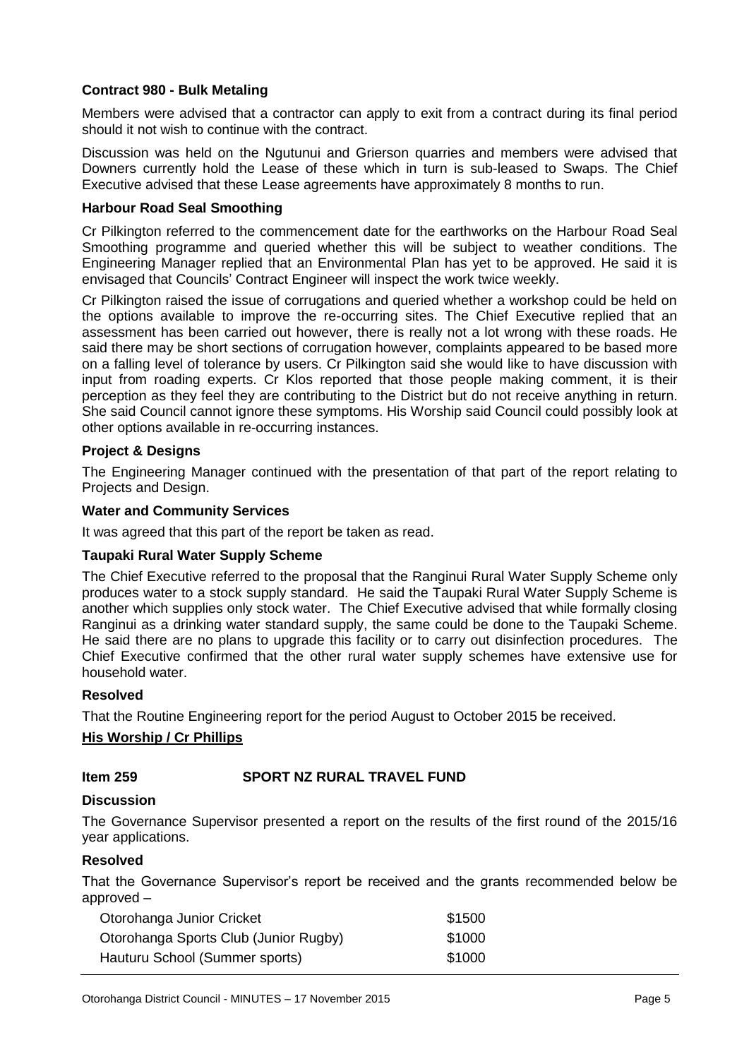**Contract 980 - Bulk Metaling**

Members were advised that a contractor can apply to exit from a contract during its final period should it not wish to continue with the contract.

Discussion was held on the Ngutunui and Grierson quarries and members were advised that Downers currently hold the Lease of these which in turn is sub-leased to Swaps. The Chief Executive advised that these Lease agreements have approximately 8 months to run.

**Harbour Road Seal Smoothing**

Cr Pilkington referred to the commencement date for the earthworks on the Harbour Road Seal Smoothing programme and queried whether this will be subject to weather conditions. The Engineering Manager replied that an Environmental Plan has yet to be approved. He said it is envisaged that Councils' Contract Engineer will inspect the work twice weekly.

Cr Pilkington raised the issue of corrugations and queried whether a workshop could be held on the options available to improve the re-occurring sites. The Chief Executive replied that an assessment has been carried out however, there is really not a lot wrong with these roads. He said there may be short sections of corrugation however, complaints appeared to be based more on a falling level of tolerance by users. Cr Pilkington said she would like to have discussion with input from roading experts. Cr Klos reported that those people making comment, it is their perception as they feel they are contributing to the District but do not receive anything in return. She said Council cannot ignore these symptoms. His Worship said Council could possibly look at other options available in re-occurring instances.

**Project & Designs**

The Engineering Manager continued with the presentation of that part of the report relating to Projects and Design.

**Water and Community Services**

It was agreed that this part of the report be taken as read.

**Taupaki Rural Water Supply Scheme**

The Chief Executive referred to the proposal that the Ranginui Rural Water Supply Scheme only produces water to a stock supply standard. He said the Taupaki Rural Water Supply Scheme is another which supplies only stock water. The Chief Executive advised that while formally closing Ranginui as a drinking water standard supply, the same could be done to the Taupaki Scheme. He said there are no plans to upgrade this facility or to carry out disinfection procedures. The Chief Executive confirmed that the other rural water supply schemes have extensive use for household water.

**Resolved**

That the Routine Engineering report for the period August to October 2015 be received.

**His Worship / Cr Phillips**

**Item 259 SPORT NZ RURAL TRAVEL FUND**

**Discussion**

The Governance Supervisor presented a report on the results of the first round of the 2015/16 year applications.

**Resolved**

That the Governance Supervisor's report be received and the grants recommended below be approved –

| | |
|---|---|
| Otorohanga Junior Cricket | $1500 |
| Otorohanga Sports Club (Junior Rugby) | $1000 |
| Hauturu School (Summer sports) | $1000 |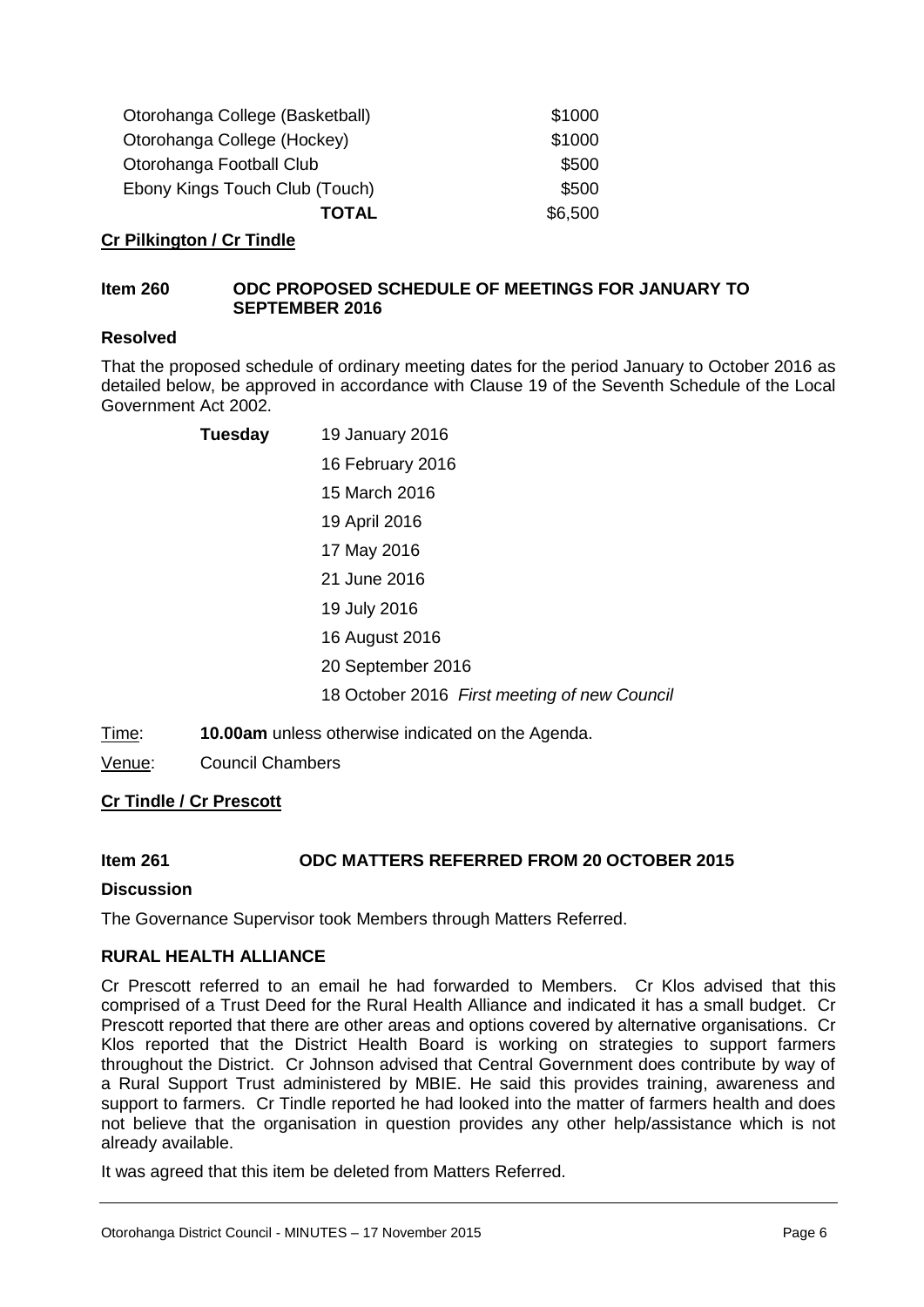| | |
|---|---|
| Otorohanga College (Basketball) | $1000 |
| Otorohanga College (Hockey) | $1000 |
| Otorohanga Football Club | $500 |
| Ebony Kings Touch Club (Touch) | $500 |
| **TOTAL** | $6,500 |

**Cr Pilkington / Cr Tindle**

**Item 260 ODC PROPOSED SCHEDULE OF MEETINGS FOR JANUARY TO SEPTEMBER 2016**

**Resolved**

That the proposed schedule of ordinary meeting dates for the period January to October 2016 as detailed below, be approved in accordance with Clause 19 of the Seventh Schedule of the Local Government Act 2002.

**Tuesday**
- 19 January 2016
- 16 February 2016
- 15 March 2016
- 19 April 2016
- 17 May 2016
- 21 June 2016
- 19 July 2016
- 16 August 2016
- 20 September 2016
- 18 October 2016 *First meeting of new Council*

Time: **10.00am** unless otherwise indicated on the Agenda.

Venue: Council Chambers

**Cr Tindle / Cr Prescott**

**Item 261 ODC MATTERS REFERRED FROM 20 OCTOBER 2015**

**Discussion**

The Governance Supervisor took Members through Matters Referred.

**RURAL HEALTH ALLIANCE**

Cr Prescott referred to an email he had forwarded to Members. Cr Klos advised that this comprised of a Trust Deed for the Rural Health Alliance and indicated it has a small budget. Cr Prescott reported that there are other areas and options covered by alternative organisations. Cr Klos reported that the District Health Board is working on strategies to support farmers throughout the District. Cr Johnson advised that Central Government does contribute by way of a Rural Support Trust administered by MBIE. He said this provides training, awareness and support to farmers. Cr Tindle reported he had looked into the matter of farmers health and does not believe that the organisation in question provides any other help/assistance which is not already available.

It was agreed that this item be deleted from Matters Referred.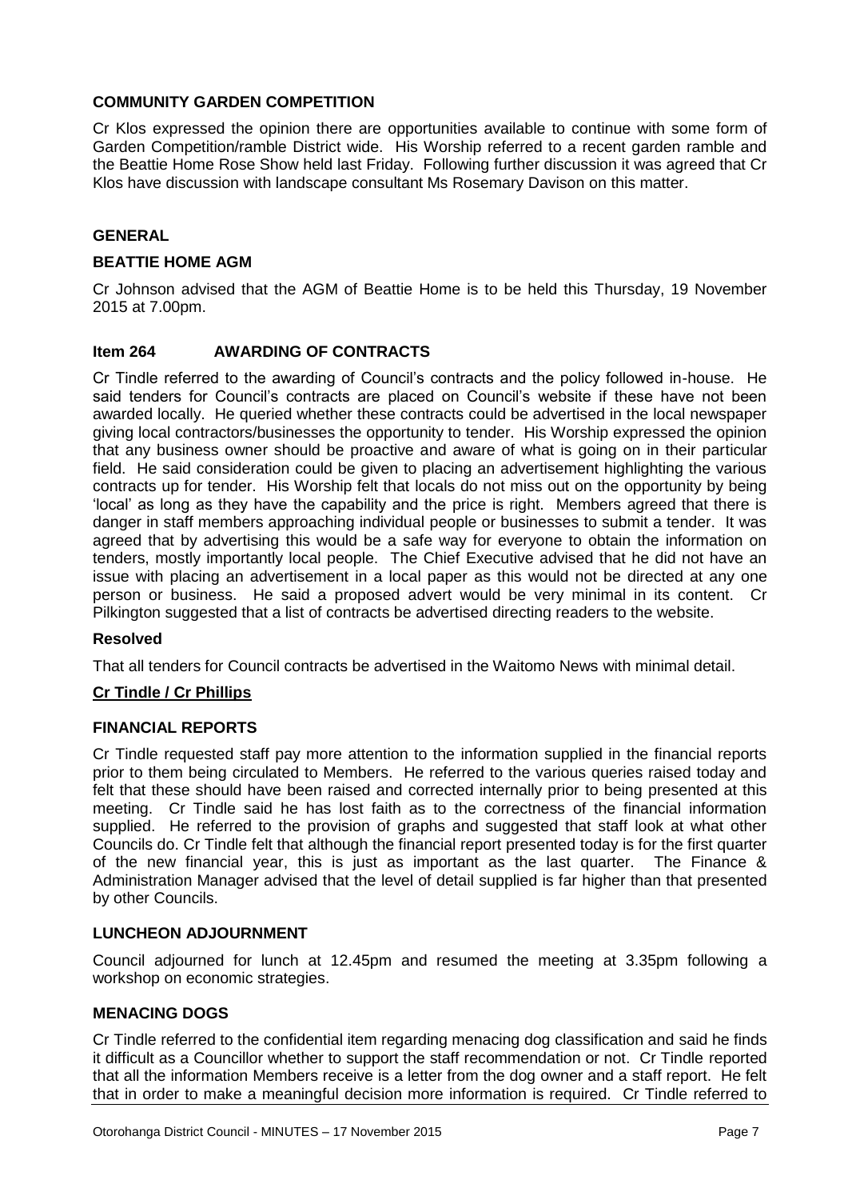### COMMUNITY GARDEN COMPETITION

Cr Klos expressed the opinion there are opportunities available to continue with some form of Garden Competition/ramble District wide. His Worship referred to a recent garden ramble and the Beattie Home Rose Show held last Friday. Following further discussion it was agreed that Cr Klos have discussion with landscape consultant Ms Rosemary Davison on this matter.

### GENERAL

### BEATTIE HOME AGM

Cr Johnson advised that the AGM of Beattie Home is to be held this Thursday, 19 November 2015 at 7.00pm.

### Item 264 AWARDING OF CONTRACTS

Cr Tindle referred to the awarding of Council's contracts and the policy followed in-house. He said tenders for Council's contracts are placed on Council's website if these have not been awarded locally. He queried whether these contracts could be advertised in the local newspaper giving local contractors/businesses the opportunity to tender. His Worship expressed the opinion that any business owner should be proactive and aware of what is going on in their particular field. He said consideration could be given to placing an advertisement highlighting the various contracts up for tender. His Worship felt that locals do not miss out on the opportunity by being 'local' as long as they have the capability and the price is right. Members agreed that there is danger in staff members approaching individual people or businesses to submit a tender. It was agreed that by advertising this would be a safe way for everyone to obtain the information on tenders, mostly importantly local people. The Chief Executive advised that he did not have an issue with placing an advertisement in a local paper as this would not be directed at any one person or business. He said a proposed advert would be very minimal in its content. Cr Pilkington suggested that a list of contracts be advertised directing readers to the website.

**Resolved**

That all tenders for Council contracts be advertised in the Waitomo News with minimal detail.

**Cr Tindle / Cr Phillips**

### FINANCIAL REPORTS

Cr Tindle requested staff pay more attention to the information supplied in the financial reports prior to them being circulated to Members. He referred to the various queries raised today and felt that these should have been raised and corrected internally prior to being presented at this meeting. Cr Tindle said he has lost faith as to the correctness of the financial information supplied. He referred to the provision of graphs and suggested that staff look at what other Councils do. Cr Tindle felt that although the financial report presented today is for the first quarter of the new financial year, this is just as important as the last quarter. The Finance & Administration Manager advised that the level of detail supplied is far higher than that presented by other Councils.

### LUNCHEON ADJOURNMENT

Council adjourned for lunch at 12.45pm and resumed the meeting at 3.35pm following a workshop on economic strategies.

### MENACING DOGS

Cr Tindle referred to the confidential item regarding menacing dog classification and said he finds it difficult as a Councillor whether to support the staff recommendation or not. Cr Tindle reported that all the information Members receive is a letter from the dog owner and a staff report. He felt that in order to make a meaningful decision more information is required. Cr Tindle referred to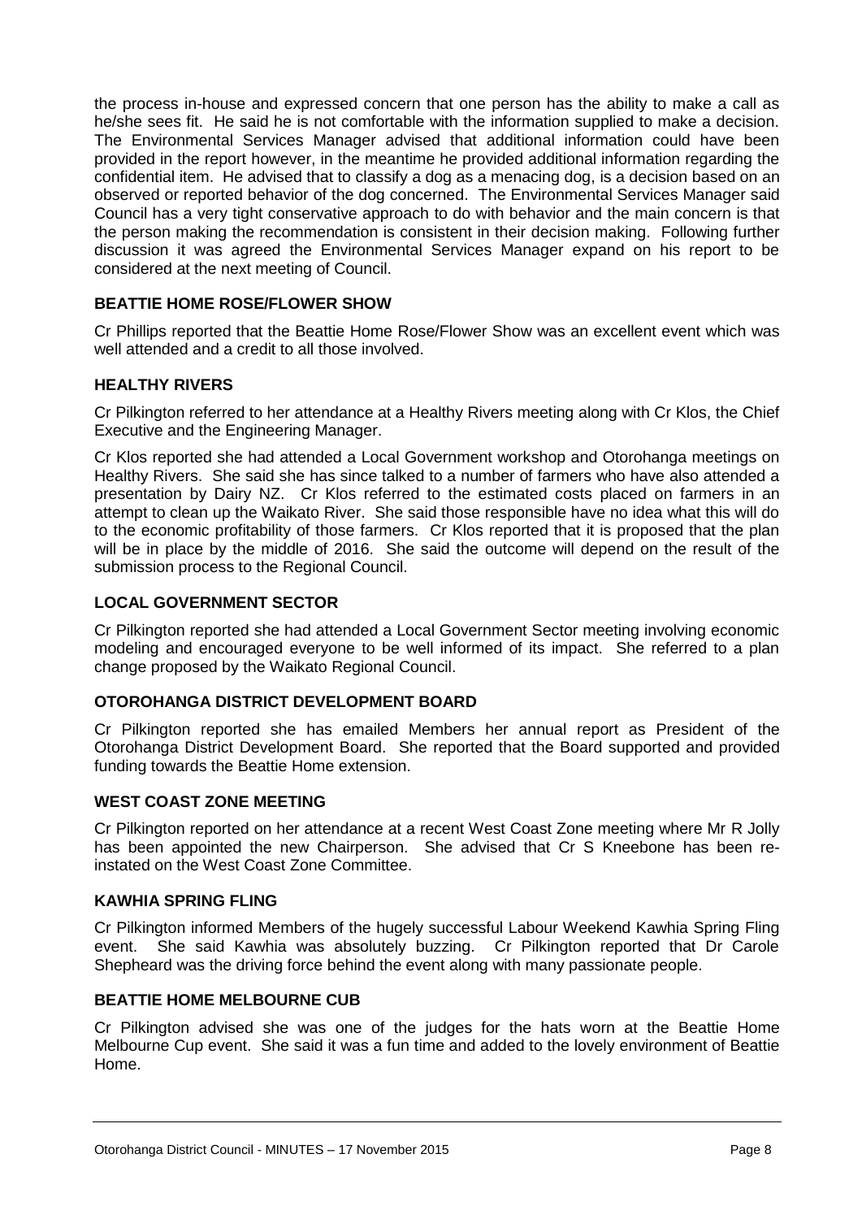the process in-house and expressed concern that one person has the ability to make a call as he/she sees fit. He said he is not comfortable with the information supplied to make a decision. The Environmental Services Manager advised that additional information could have been provided in the report however, in the meantime he provided additional information regarding the confidential item. He advised that to classify a dog as a menacing dog, is a decision based on an observed or reported behavior of the dog concerned. The Environmental Services Manager said Council has a very tight conservative approach to do with behavior and the main concern is that the person making the recommendation is consistent in their decision making. Following further discussion it was agreed the Environmental Services Manager expand on his report to be considered at the next meeting of Council.

**BEATTIE HOME ROSE/FLOWER SHOW**

Cr Phillips reported that the Beattie Home Rose/Flower Show was an excellent event which was well attended and a credit to all those involved.

**HEALTHY RIVERS**

Cr Pilkington referred to her attendance at a Healthy Rivers meeting along with Cr Klos, the Chief Executive and the Engineering Manager.

Cr Klos reported she had attended a Local Government workshop and Otorohanga meetings on Healthy Rivers. She said she has since talked to a number of farmers who have also attended a presentation by Dairy NZ. Cr Klos referred to the estimated costs placed on farmers in an attempt to clean up the Waikato River. She said those responsible have no idea what this will do to the economic profitability of those farmers. Cr Klos reported that it is proposed that the plan will be in place by the middle of 2016. She said the outcome will depend on the result of the submission process to the Regional Council.

**LOCAL GOVERNMENT SECTOR**

Cr Pilkington reported she had attended a Local Government Sector meeting involving economic modeling and encouraged everyone to be well informed of its impact. She referred to a plan change proposed by the Waikato Regional Council.

**OTOROHANGA DISTRICT DEVELOPMENT BOARD**

Cr Pilkington reported she has emailed Members her annual report as President of the Otorohanga District Development Board. She reported that the Board supported and provided funding towards the Beattie Home extension.

**WEST COAST ZONE MEETING**

Cr Pilkington reported on her attendance at a recent West Coast Zone meeting where Mr R Jolly has been appointed the new Chairperson. She advised that Cr S Kneebone has been re-instated on the West Coast Zone Committee.

**KAWHIA SPRING FLING**

Cr Pilkington informed Members of the hugely successful Labour Weekend Kawhia Spring Fling event. She said Kawhia was absolutely buzzing. Cr Pilkington reported that Dr Carole Shepheard was the driving force behind the event along with many passionate people.

**BEATTIE HOME MELBOURNE CUB**

Cr Pilkington advised she was one of the judges for the hats worn at the Beattie Home Melbourne Cup event. She said it was a fun time and added to the lovely environment of Beattie Home.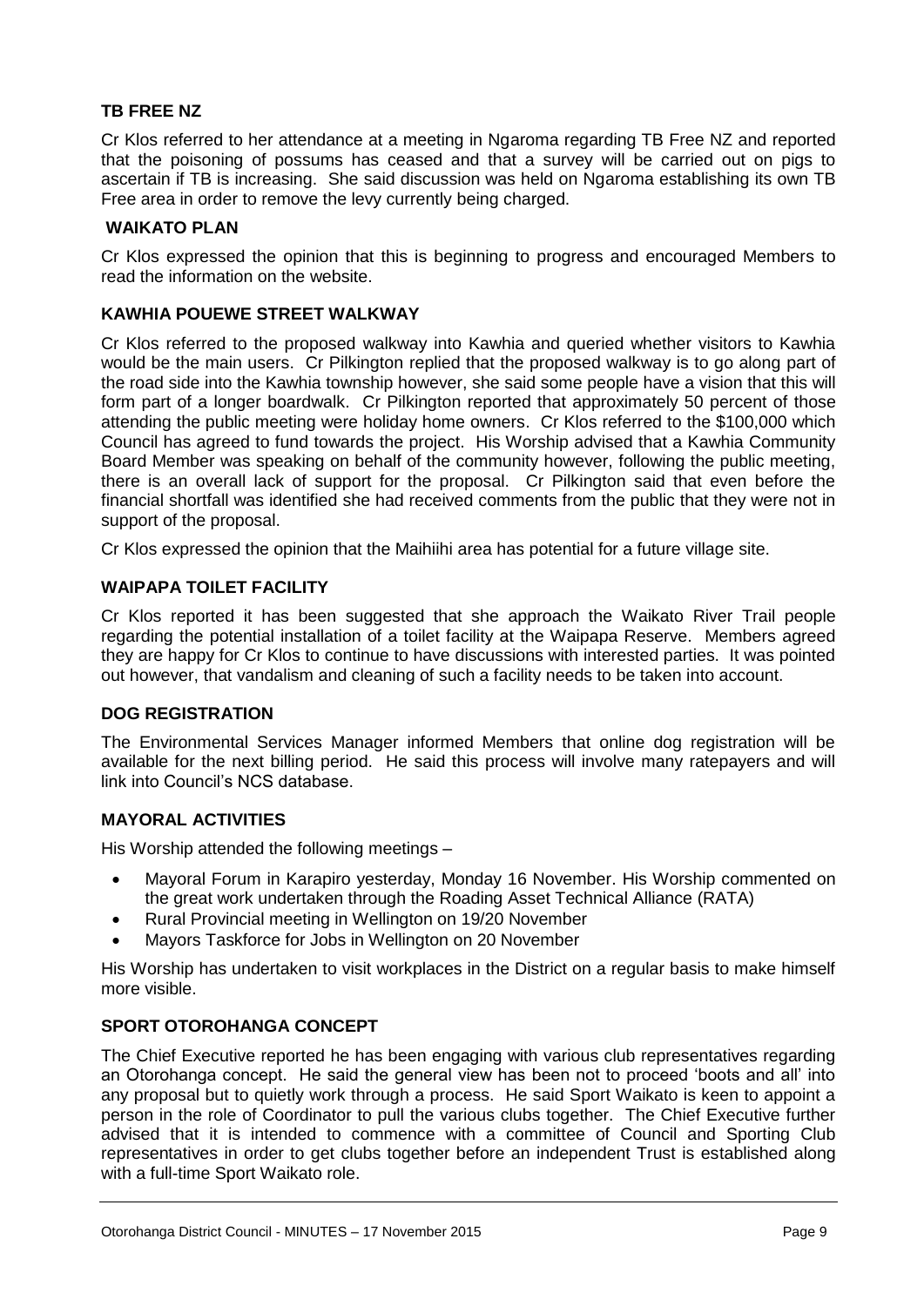## TB FREE NZ

Cr Klos referred to her attendance at a meeting in Ngaroma regarding TB Free NZ and reported that the poisoning of possums has ceased and that a survey will be carried out on pigs to ascertain if TB is increasing. She said discussion was held on Ngaroma establishing its own TB Free area in order to remove the levy currently being charged.

## WAIKATO PLAN

Cr Klos expressed the opinion that this is beginning to progress and encouraged Members to read the information on the website.

## KAWHIA POUEWE STREET WALKWAY

Cr Klos referred to the proposed walkway into Kawhia and queried whether visitors to Kawhia would be the main users. Cr Pilkington replied that the proposed walkway is to go along part of the road side into the Kawhia township however, she said some people have a vision that this will form part of a longer boardwalk. Cr Pilkington reported that approximately 50 percent of those attending the public meeting were holiday home owners. Cr Klos referred to the $100,000 which Council has agreed to fund towards the project. His Worship advised that a Kawhia Community Board Member was speaking on behalf of the community however, following the public meeting, there is an overall lack of support for the proposal. Cr Pilkington said that even before the financial shortfall was identified she had received comments from the public that they were not in support of the proposal.

Cr Klos expressed the opinion that the Maihiihi area has potential for a future village site.

## WAIPAPA TOILET FACILITY

Cr Klos reported it has been suggested that she approach the Waikato River Trail people regarding the potential installation of a toilet facility at the Waipapa Reserve. Members agreed they are happy for Cr Klos to continue to have discussions with interested parties. It was pointed out however, that vandalism and cleaning of such a facility needs to be taken into account.

## DOG REGISTRATION

The Environmental Services Manager informed Members that online dog registration will be available for the next billing period. He said this process will involve many ratepayers and will link into Council's NCS database.

## MAYORAL ACTIVITIES

His Worship attended the following meetings –

- Mayoral Forum in Karapiro yesterday, Monday 16 November. His Worship commented on the great work undertaken through the Roading Asset Technical Alliance (RATA)
- Rural Provincial meeting in Wellington on 19/20 November
- Mayors Taskforce for Jobs in Wellington on 20 November

His Worship has undertaken to visit workplaces in the District on a regular basis to make himself more visible.

## SPORT OTOROHANGA CONCEPT

The Chief Executive reported he has been engaging with various club representatives regarding an Otorohanga concept. He said the general view has been not to proceed 'boots and all' into any proposal but to quietly work through a process. He said Sport Waikato is keen to appoint a person in the role of Coordinator to pull the various clubs together. The Chief Executive further advised that it is intended to commence with a committee of Council and Sporting Club representatives in order to get clubs together before an independent Trust is established along with a full-time Sport Waikato role.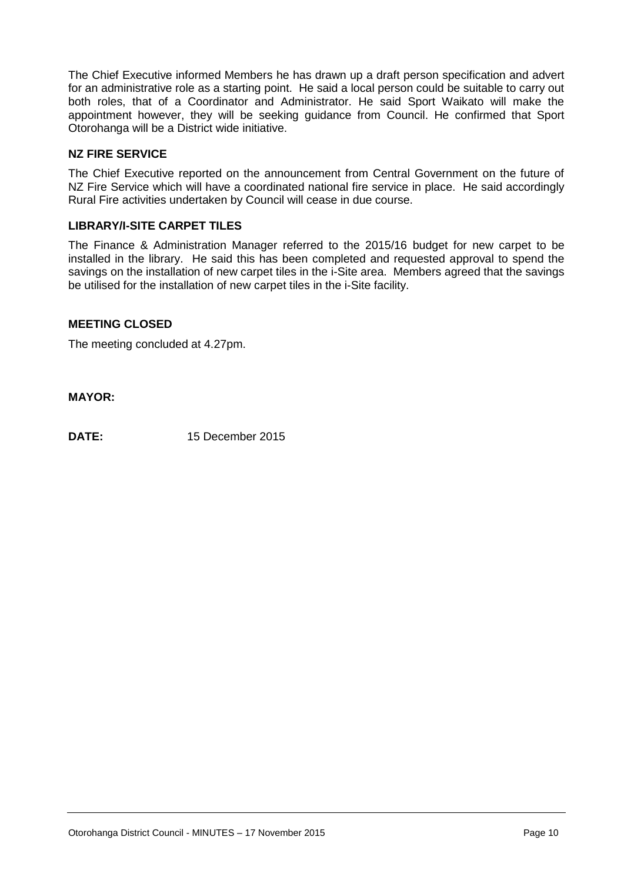The Chief Executive informed Members he has drawn up a draft person specification and advert for an administrative role as a starting point. He said a local person could be suitable to carry out both roles, that of a Coordinator and Administrator. He said Sport Waikato will make the appointment however, they will be seeking guidance from Council. He confirmed that Sport Otorohanga will be a District wide initiative.

### NZ FIRE SERVICE

The Chief Executive reported on the announcement from Central Government on the future of NZ Fire Service which will have a coordinated national fire service in place. He said accordingly Rural Fire activities undertaken by Council will cease in due course.

### LIBRARY/I-SITE CARPET TILES

The Finance & Administration Manager referred to the 2015/16 budget for new carpet to be installed in the library. He said this has been completed and requested approval to spend the savings on the installation of new carpet tiles in the i-Site area. Members agreed that the savings be utilised for the installation of new carpet tiles in the i-Site facility.

### MEETING CLOSED

The meeting concluded at 4.27pm.

**MAYOR:**

**DATE:** 15 December 2015